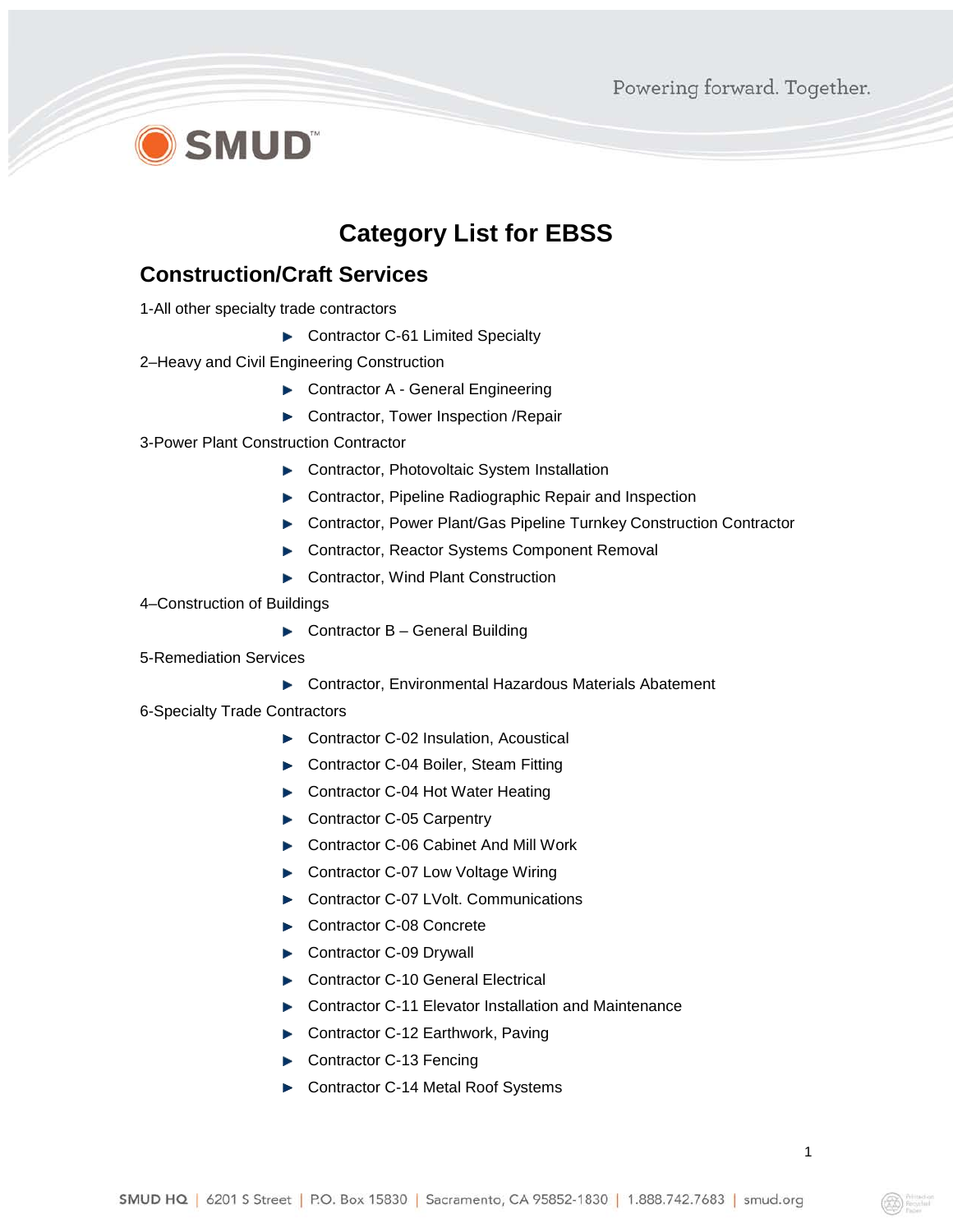# Category List for EBSS

## Construction/Craft Services

1-All other specialty trade contractors

- Contractor C-61 Limited Specialty

2–Heavy and Civil Engineering Construction

- Contractor A - General Engineering
- Contractor, Tower Inspection /Repair

3-Power Plant Construction Contractor

- Contractor, Photovoltaic System Installation
- Contractor, Pipeline Radiographic Repair and Inspection
- Contractor, Power Plant/Gas Pipeline Turnkey Construction Contractor
- Contractor, Reactor Systems Component Removal
- Contractor, Wind Plant Construction

4–Construction of Buildings

- Contractor B – General Building

5-Remediation Services

- Contractor, Environmental Hazardous Materials Abatement

6-Specialty Trade Contractors

- Contractor C-02 Insulation, Acoustical
- Contractor C-04 Boiler, Steam Fitting
- Contractor C-04 Hot Water Heating
- Contractor C-05 Carpentry
- Contractor C-06 Cabinet And Mill Work
- Contractor C-07 Low Voltage Wiring
- Contractor C-07 LVolt. Communications
- Contractor C-08 Concrete
- Contractor C-09 Drywall
- Contractor C-10 General Electrical
- Contractor C-11 Elevator Installation and Maintenance
- Contractor C-12 Earthwork, Paving
- Contractor C-13 Fencing
- Contractor C-14 Metal Roof Systems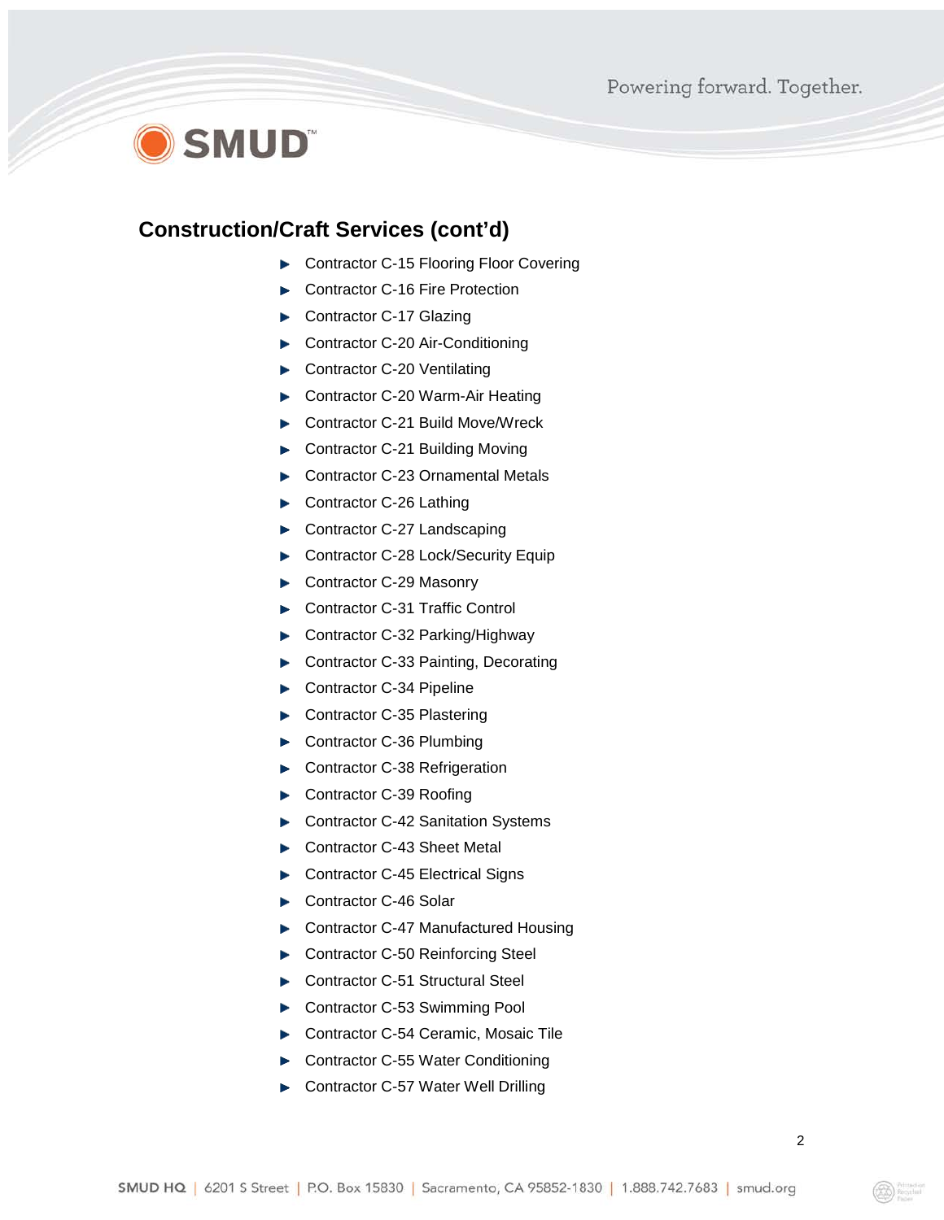## Construction/Craft Services (cont'd)

- Contractor C-15 Flooring Floor Covering
- Contractor C-16 Fire Protection
- Contractor C-17 Glazing
- Contractor C-20 Air-Conditioning
- Contractor C-20 Ventilating
- Contractor C-20 Warm-Air Heating
- Contractor C-21 Build Move/Wreck
- Contractor C-21 Building Moving
- Contractor C-23 Ornamental Metals
- Contractor C-26 Lathing
- Contractor C-27 Landscaping
- Contractor C-28 Lock/Security Equip
- Contractor C-29 Masonry
- Contractor C-31 Traffic Control
- Contractor C-32 Parking/Highway
- Contractor C-33 Painting, Decorating
- Contractor C-34 Pipeline
- Contractor C-35 Plastering
- Contractor C-36 Plumbing
- Contractor C-38 Refrigeration
- Contractor C-39 Roofing
- Contractor C-42 Sanitation Systems
- Contractor C-43 Sheet Metal
- Contractor C-45 Electrical Signs
- Contractor C-46 Solar
- Contractor C-47 Manufactured Housing
- Contractor C-50 Reinforcing Steel
- Contractor C-51 Structural Steel
- Contractor C-53 Swimming Pool
- Contractor C-54 Ceramic, Mosaic Tile
- Contractor C-55 Water Conditioning
- Contractor C-57 Water Well Drilling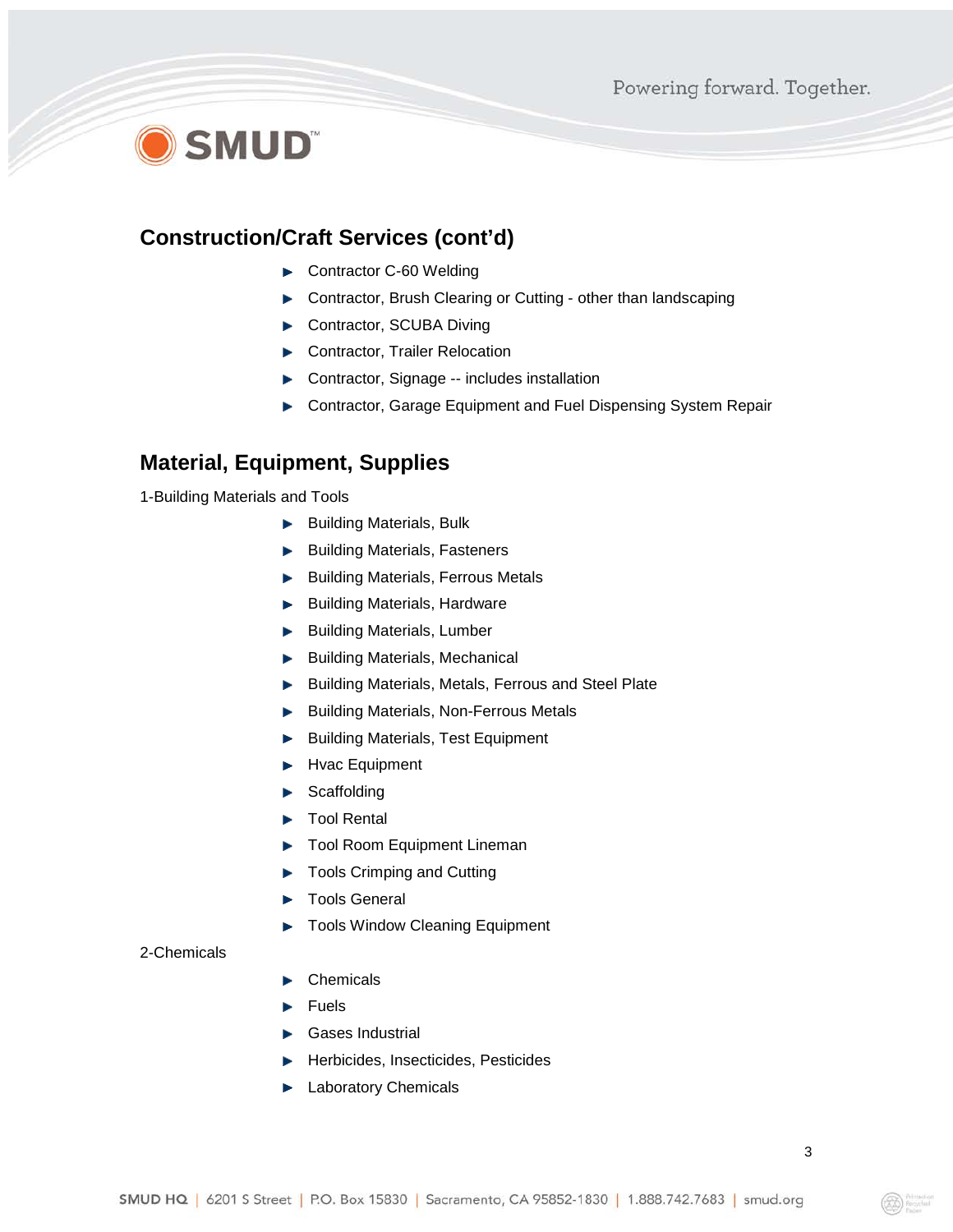## Construction/Craft Services (cont'd)

- Contractor C-60 Welding
- Contractor, Brush Clearing or Cutting - other than landscaping
- Contractor, SCUBA Diving
- Contractor, Trailer Relocation
- Contractor, Signage -- includes installation
- Contractor, Garage Equipment and Fuel Dispensing System Repair

## Material, Equipment, Supplies

1-Building Materials and Tools

- Building Materials, Bulk
- Building Materials, Fasteners
- Building Materials, Ferrous Metals
- Building Materials, Hardware
- Building Materials, Lumber
- Building Materials, Mechanical
- Building Materials, Metals, Ferrous and Steel Plate
- Building Materials, Non-Ferrous Metals
- Building Materials, Test Equipment
- Hvac Equipment
- Scaffolding
- Tool Rental
- Tool Room Equipment Lineman
- Tools Crimping and Cutting
- Tools General
- Tools Window Cleaning Equipment

2-Chemicals

- Chemicals
- Fuels
- Gases Industrial
- Herbicides, Insecticides, Pesticides
- Laboratory Chemicals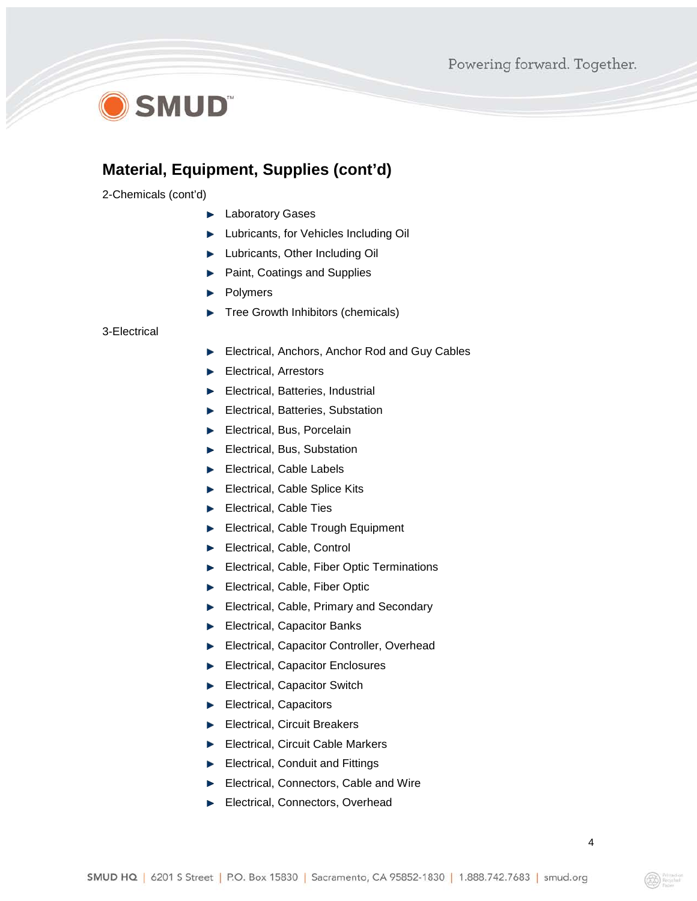## Material, Equipment, Supplies (cont'd)

2-Chemicals (cont'd)

- Laboratory Gases
- Lubricants, for Vehicles Including Oil
- Lubricants, Other Including Oil
- Paint, Coatings and Supplies
- Polymers
- Tree Growth Inhibitors (chemicals)

3-Electrical

- Electrical, Anchors, Anchor Rod and Guy Cables
- Electrical, Arrestors
- Electrical, Batteries, Industrial
- Electrical, Batteries, Substation
- Electrical, Bus, Porcelain
- Electrical, Bus, Substation
- Electrical, Cable Labels
- Electrical, Cable Splice Kits
- Electrical, Cable Ties
- Electrical, Cable Trough Equipment
- Electrical, Cable, Control
- Electrical, Cable, Fiber Optic Terminations
- Electrical, Cable, Fiber Optic
- Electrical, Cable, Primary and Secondary
- Electrical, Capacitor Banks
- Electrical, Capacitor Controller, Overhead
- Electrical, Capacitor Enclosures
- Electrical, Capacitor Switch
- Electrical, Capacitors
- Electrical, Circuit Breakers
- Electrical, Circuit Cable Markers
- Electrical, Conduit and Fittings
- Electrical, Connectors, Cable and Wire
- Electrical, Connectors, Overhead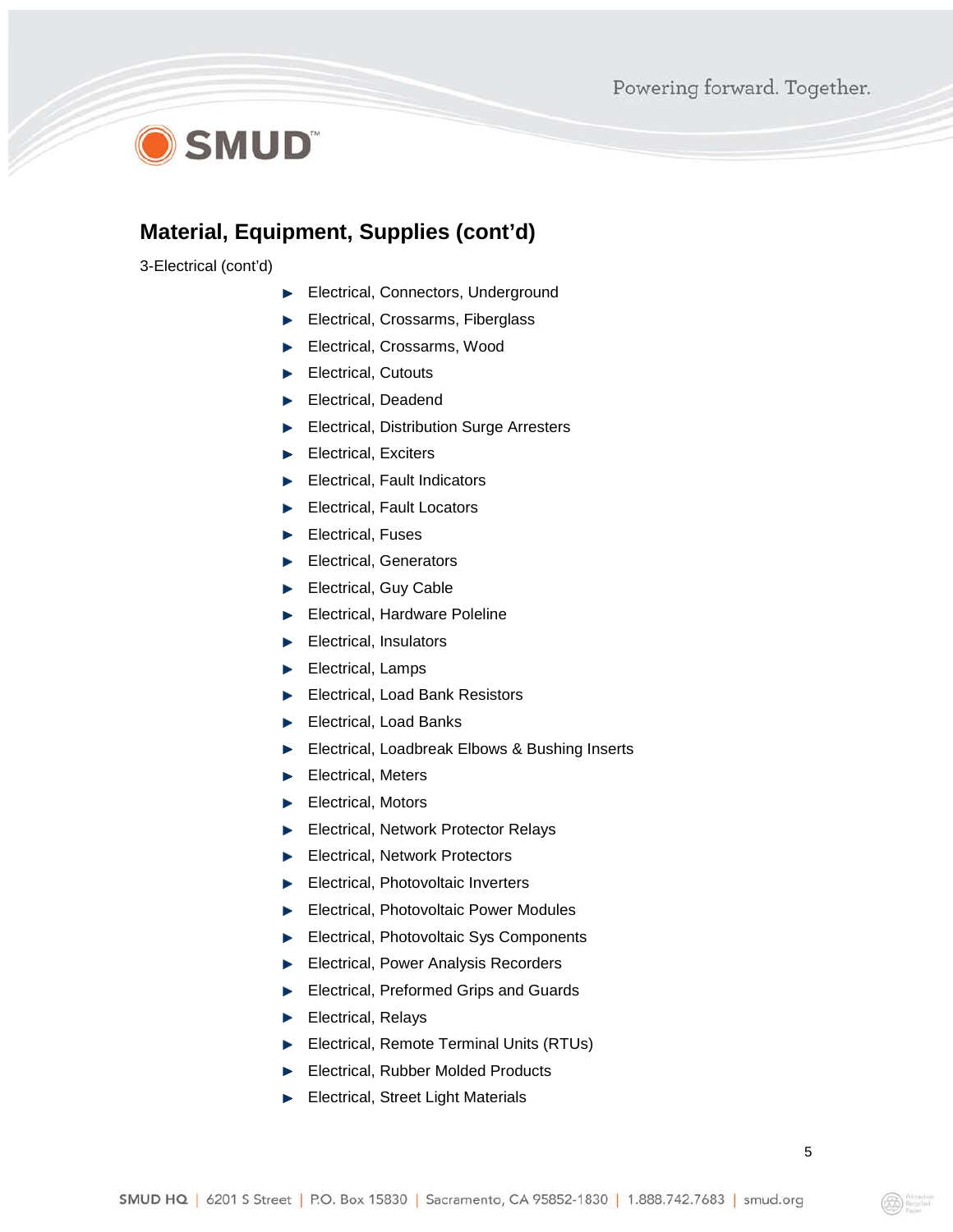## Material, Equipment, Supplies (cont'd)

3-Electrical (cont'd)

- Electrical, Connectors, Underground
- Electrical, Crossarms, Fiberglass
- Electrical, Crossarms, Wood
- Electrical, Cutouts
- Electrical, Deadend
- Electrical, Distribution Surge Arresters
- Electrical, Exciters
- Electrical, Fault Indicators
- Electrical, Fault Locators
- Electrical, Fuses
- Electrical, Generators
- Electrical, Guy Cable
- Electrical, Hardware Poleline
- Electrical, Insulators
- Electrical, Lamps
- Electrical, Load Bank Resistors
- Electrical, Load Banks
- Electrical, Loadbreak Elbows & Bushing Inserts
- Electrical, Meters
- Electrical, Motors
- Electrical, Network Protector Relays
- Electrical, Network Protectors
- Electrical, Photovoltaic Inverters
- Electrical, Photovoltaic Power Modules
- Electrical, Photovoltaic Sys Components
- Electrical, Power Analysis Recorders
- Electrical, Preformed Grips and Guards
- Electrical, Relays
- Electrical, Remote Terminal Units (RTUs)
- Electrical, Rubber Molded Products
- Electrical, Street Light Materials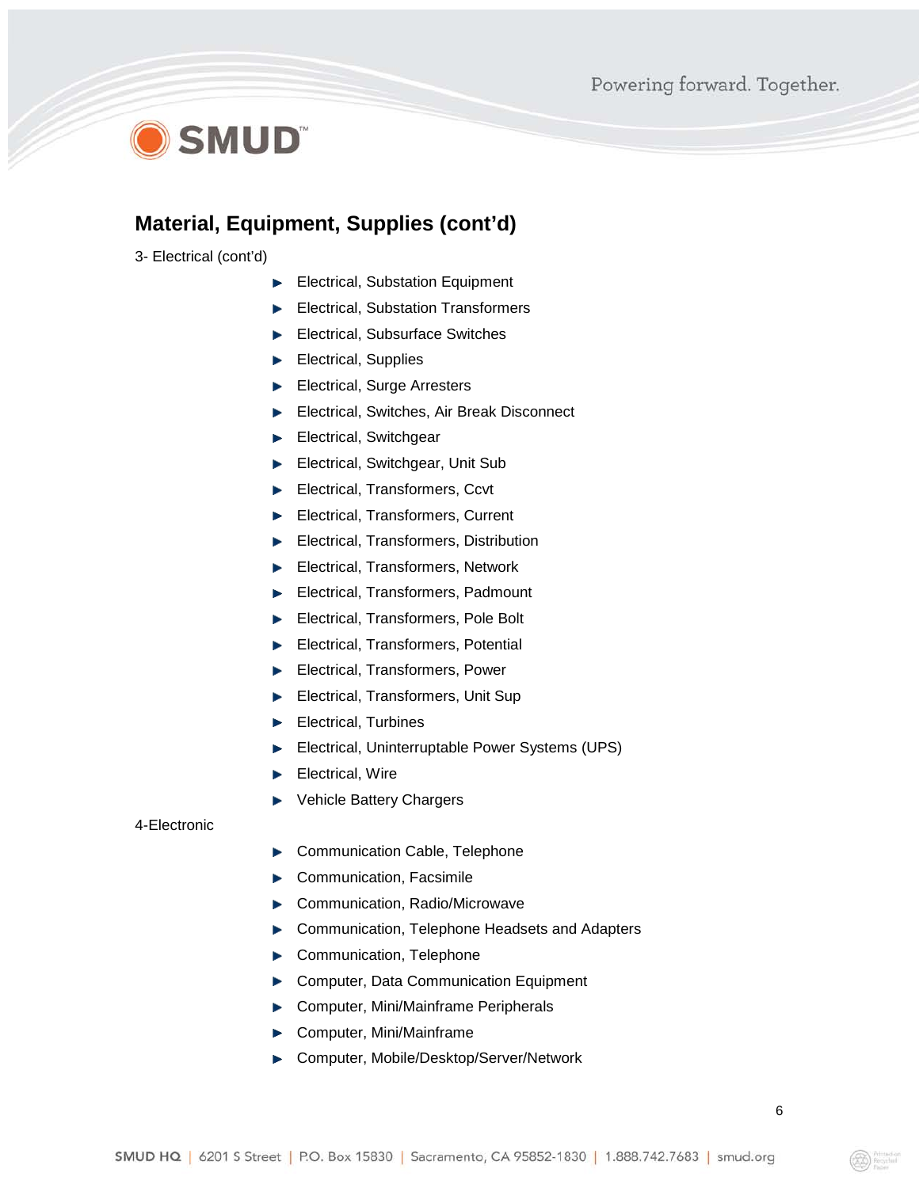## Material, Equipment, Supplies (cont'd)

3- Electrical (cont'd)

- Electrical, Substation Equipment
- Electrical, Substation Transformers
- Electrical, Subsurface Switches
- Electrical, Supplies
- Electrical, Surge Arresters
- Electrical, Switches, Air Break Disconnect
- Electrical, Switchgear
- Electrical, Switchgear, Unit Sub
- Electrical, Transformers, Ccvt
- Electrical, Transformers, Current
- Electrical, Transformers, Distribution
- Electrical, Transformers, Network
- Electrical, Transformers, Padmount
- Electrical, Transformers, Pole Bolt
- Electrical, Transformers, Potential
- Electrical, Transformers, Power
- Electrical, Transformers, Unit Sup
- Electrical, Turbines
- Electrical, Uninterruptable Power Systems (UPS)
- Electrical, Wire
- Vehicle Battery Chargers

4-Electronic

- Communication Cable, Telephone
- Communication, Facsimile
- Communication, Radio/Microwave
- Communication, Telephone Headsets and Adapters
- Communication, Telephone
- Computer, Data Communication Equipment
- Computer, Mini/Mainframe Peripherals
- Computer, Mini/Mainframe
- Computer, Mobile/Desktop/Server/Network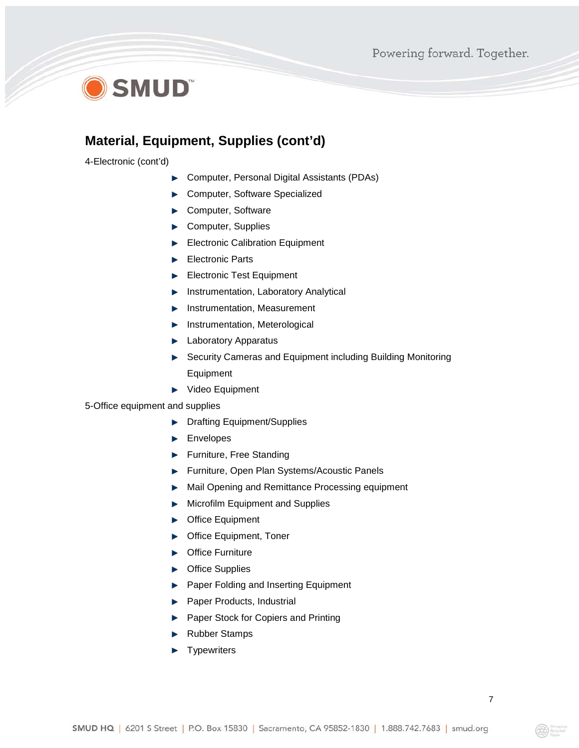## Material, Equipment, Supplies (cont'd)

4-Electronic (cont'd)

- Computer, Personal Digital Assistants (PDAs)
- Computer, Software Specialized
- Computer, Software
- Computer, Supplies
- Electronic Calibration Equipment
- Electronic Parts
- Electronic Test Equipment
- Instrumentation, Laboratory Analytical
- Instrumentation, Measurement
- Instrumentation, Meterological
- Laboratory Apparatus
- Security Cameras and Equipment including Building Monitoring Equipment
- Video Equipment

5-Office equipment and supplies

- Drafting Equipment/Supplies
- Envelopes
- Furniture, Free Standing
- Furniture, Open Plan Systems/Acoustic Panels
- Mail Opening and Remittance Processing equipment
- Microfilm Equipment and Supplies
- Office Equipment
- Office Equipment, Toner
- Office Furniture
- Office Supplies
- Paper Folding and Inserting Equipment
- Paper Products, Industrial
- Paper Stock for Copiers and Printing
- Rubber Stamps
- Typewriters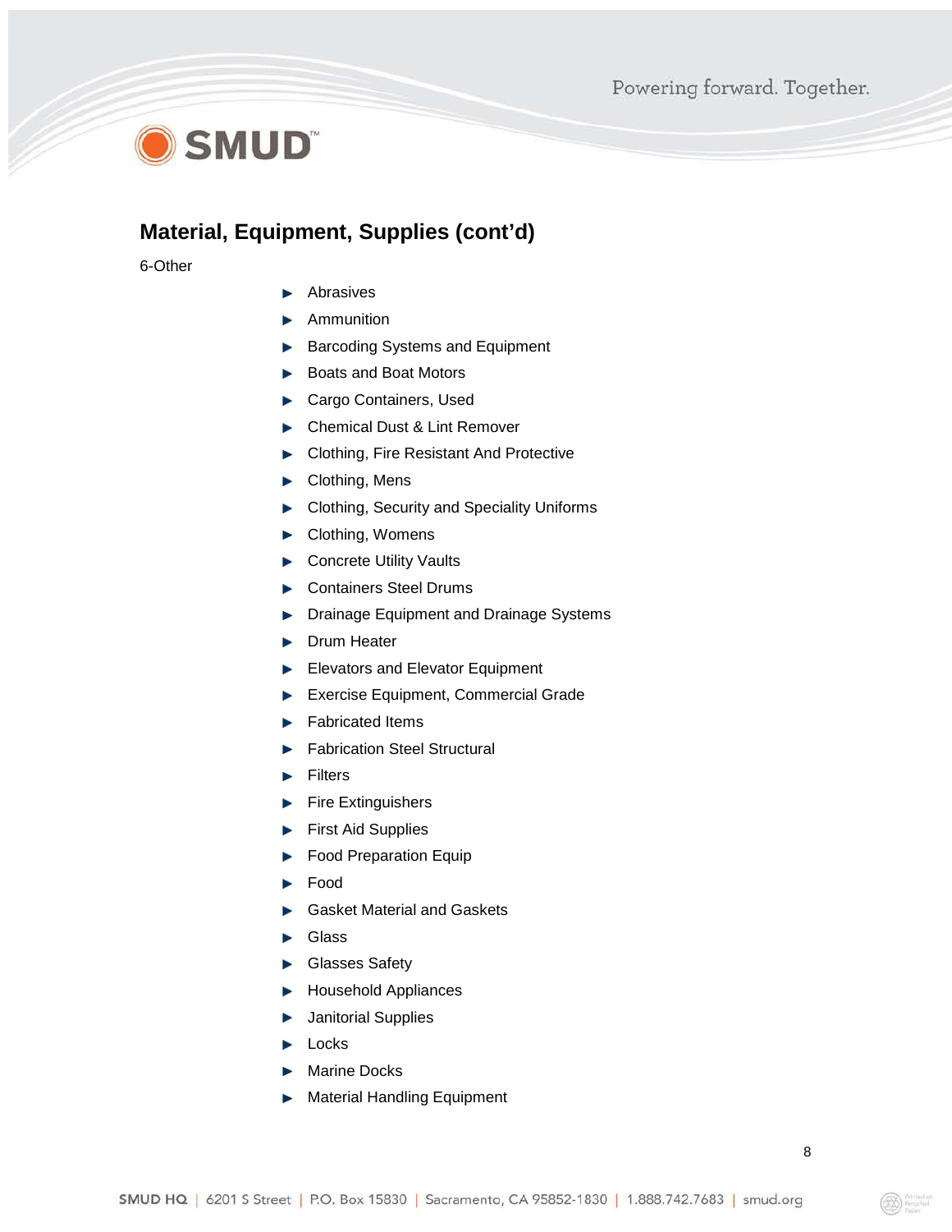## Material, Equipment, Supplies (cont'd)

6-Other

- Abrasives
- Ammunition
- Barcoding Systems and Equipment
- Boats and Boat Motors
- Cargo Containers, Used
- Chemical Dust & Lint Remover
- Clothing, Fire Resistant And Protective
- Clothing, Mens
- Clothing, Security and Speciality Uniforms
- Clothing, Womens
- Concrete Utility Vaults
- Containers Steel Drums
- Drainage Equipment and Drainage Systems
- Drum Heater
- Elevators and Elevator Equipment
- Exercise Equipment, Commercial Grade
- Fabricated Items
- Fabrication Steel Structural
- Filters
- Fire Extinguishers
- First Aid Supplies
- Food Preparation Equip
- Food
- Gasket Material and Gaskets
- Glass
- Glasses Safety
- Household Appliances
- Janitorial Supplies
- Locks
- Marine Docks
- Material Handling Equipment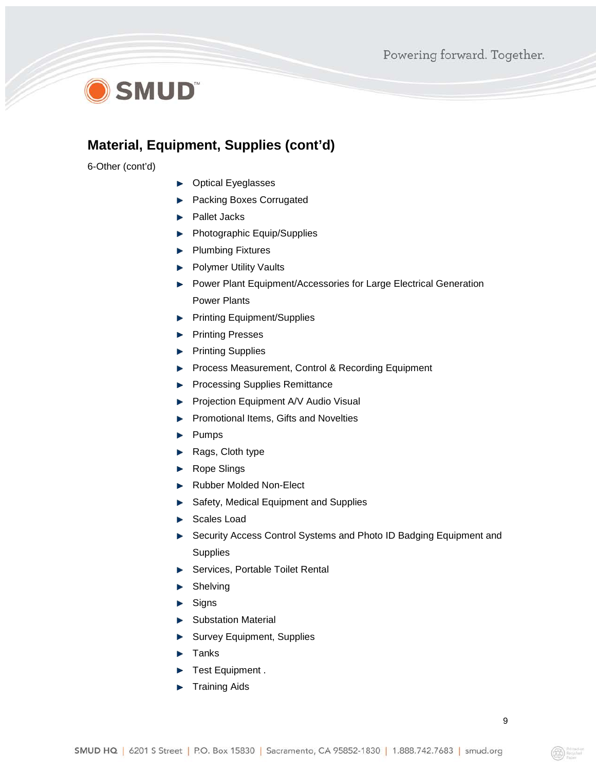## Material, Equipment, Supplies (cont'd)

6-Other (cont'd)

- Optical Eyeglasses
- Packing Boxes Corrugated
- Pallet Jacks
- Photographic Equip/Supplies
- Plumbing Fixtures
- Polymer Utility Vaults
- Power Plant Equipment/Accessories for Large Electrical Generation Power Plants
- Printing Equipment/Supplies
- Printing Presses
- Printing Supplies
- Process Measurement, Control & Recording Equipment
- Processing Supplies Remittance
- Projection Equipment A/V Audio Visual
- Promotional Items, Gifts and Novelties
- Pumps
- Rags, Cloth type
- Rope Slings
- Rubber Molded Non-Elect
- Safety, Medical Equipment and Supplies
- Scales Load
- Security Access Control Systems and Photo ID Badging Equipment and Supplies
- Services, Portable Toilet Rental
- Shelving
- Signs
- Substation Material
- Survey Equipment, Supplies
- Tanks
- Test Equipment .
- Training Aids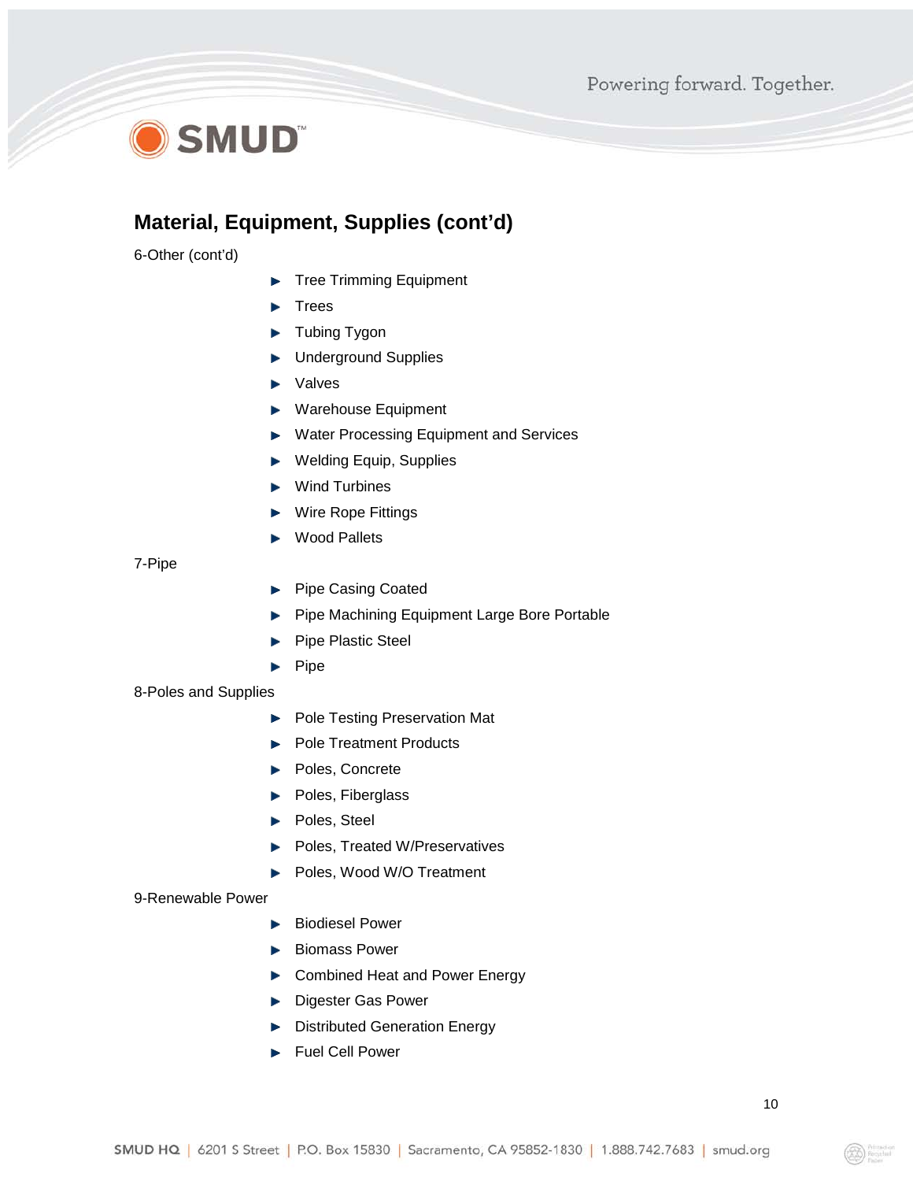## Material, Equipment, Supplies (cont'd)

6-Other (cont'd)

- Tree Trimming Equipment
- Trees
- Tubing Tygon
- Underground Supplies
- Valves
- Warehouse Equipment
- Water Processing Equipment and Services
- Welding Equip, Supplies
- Wind Turbines
- Wire Rope Fittings
- Wood Pallets

7-Pipe

- Pipe Casing Coated
- Pipe Machining Equipment Large Bore Portable
- Pipe Plastic Steel
- Pipe

8-Poles and Supplies

- Pole Testing Preservation Mat
- Pole Treatment Products
- Poles, Concrete
- Poles, Fiberglass
- Poles, Steel
- Poles, Treated W/Preservatives
- Poles, Wood W/O Treatment

9-Renewable Power

- Biodiesel Power
- Biomass Power
- Combined Heat and Power Energy
- Digester Gas Power
- Distributed Generation Energy
- Fuel Cell Power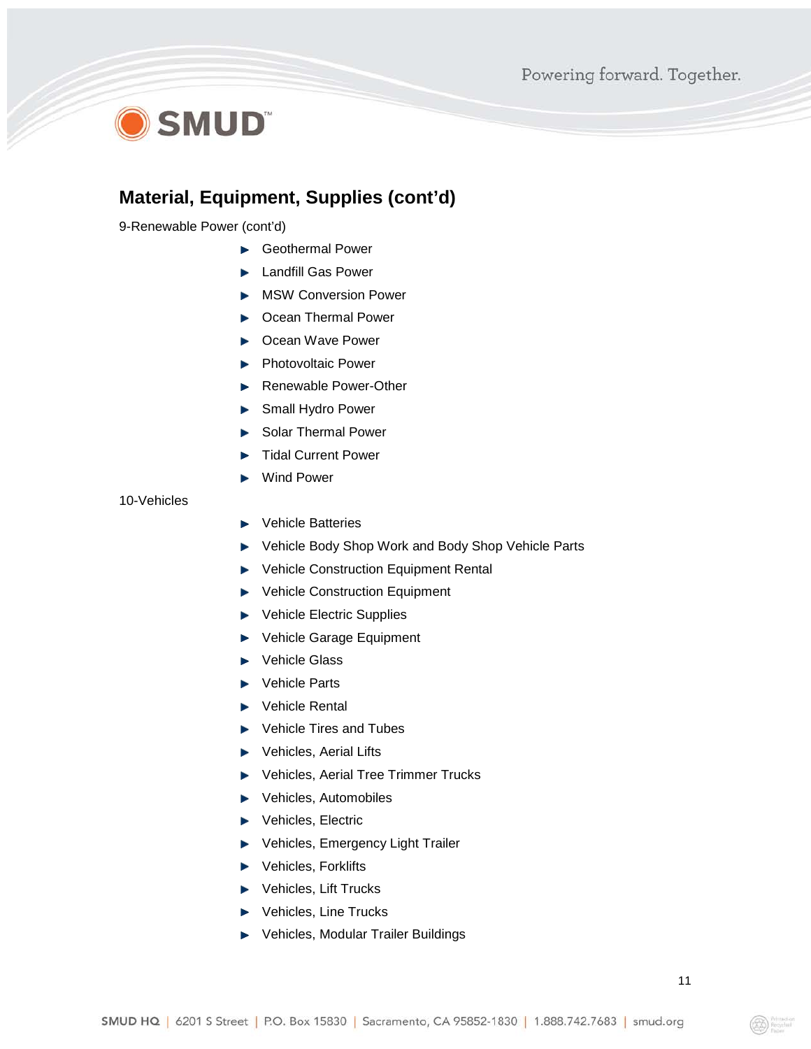## Material, Equipment, Supplies (cont'd)

9-Renewable Power (cont'd)

- Geothermal Power
- Landfill Gas Power
- MSW Conversion Power
- Ocean Thermal Power
- Ocean Wave Power
- Photovoltaic Power
- Renewable Power-Other
- Small Hydro Power
- Solar Thermal Power
- Tidal Current Power
- Wind Power

10-Vehicles

- Vehicle Batteries
- Vehicle Body Shop Work and Body Shop Vehicle Parts
- Vehicle Construction Equipment Rental
- Vehicle Construction Equipment
- Vehicle Electric Supplies
- Vehicle Garage Equipment
- Vehicle Glass
- Vehicle Parts
- Vehicle Rental
- Vehicle Tires and Tubes
- Vehicles, Aerial Lifts
- Vehicles, Aerial Tree Trimmer Trucks
- Vehicles, Automobiles
- Vehicles, Electric
- Vehicles, Emergency Light Trailer
- Vehicles, Forklifts
- Vehicles, Lift Trucks
- Vehicles, Line Trucks
- Vehicles, Modular Trailer Buildings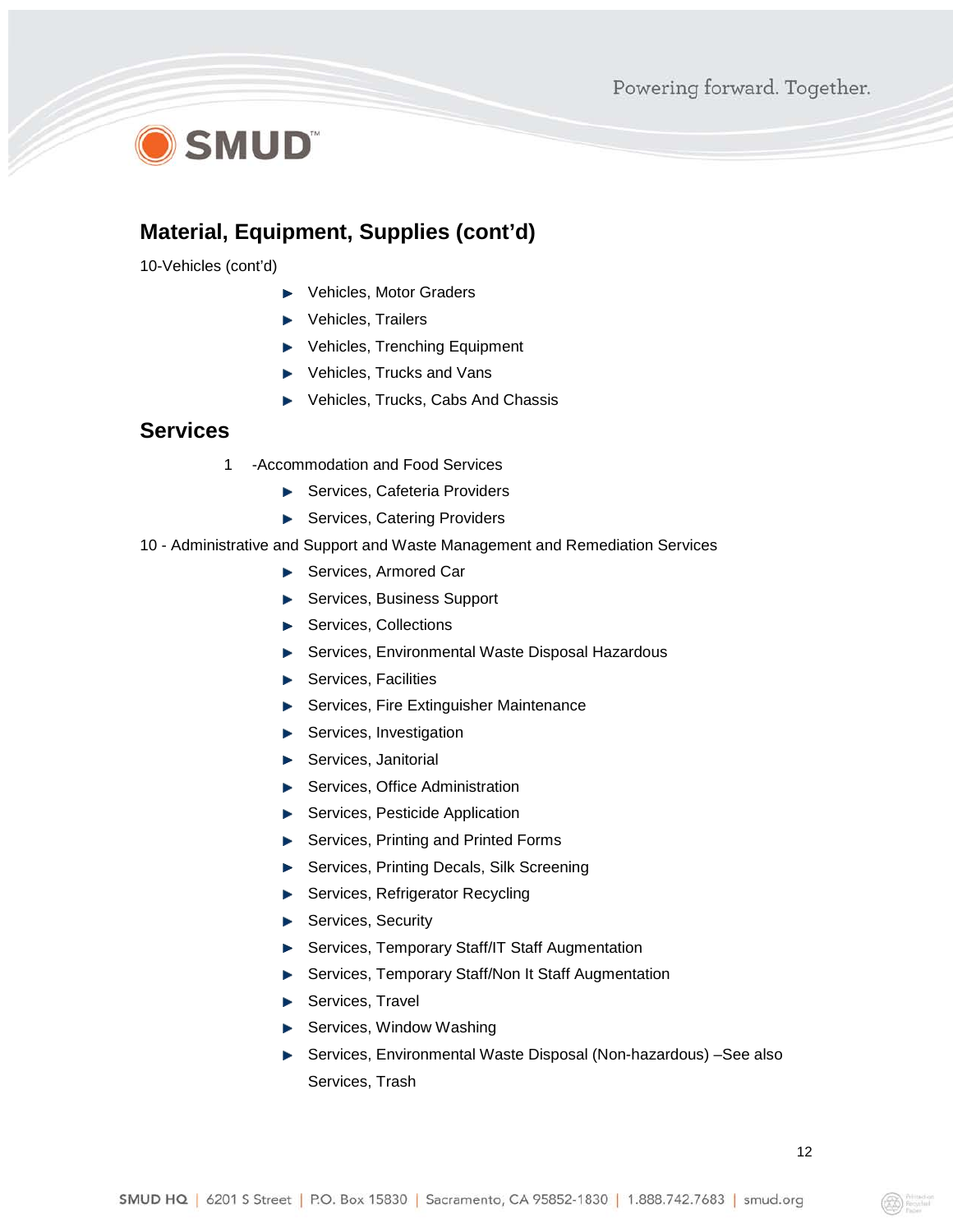## Material, Equipment, Supplies (cont'd)

10-Vehicles (cont'd)

- Vehicles, Motor Graders
- Vehicles, Trailers
- Vehicles, Trenching Equipment
- Vehicles, Trucks and Vans
- Vehicles, Trucks, Cabs And Chassis

## Services

1 -Accommodation and Food Services

- Services, Cafeteria Providers
- Services, Catering Providers

10 - Administrative and Support and Waste Management and Remediation Services

- Services, Armored Car
- Services, Business Support
- Services, Collections
- Services, Environmental Waste Disposal Hazardous
- Services, Facilities
- Services, Fire Extinguisher Maintenance
- Services, Investigation
- Services, Janitorial
- Services, Office Administration
- Services, Pesticide Application
- Services, Printing and Printed Forms
- Services, Printing Decals, Silk Screening
- Services, Refrigerator Recycling
- Services, Security
- Services, Temporary Staff/IT Staff Augmentation
- Services, Temporary Staff/Non It Staff Augmentation
- Services, Travel
- Services, Window Washing
- Services, Environmental Waste Disposal (Non-hazardous) –See also Services, Trash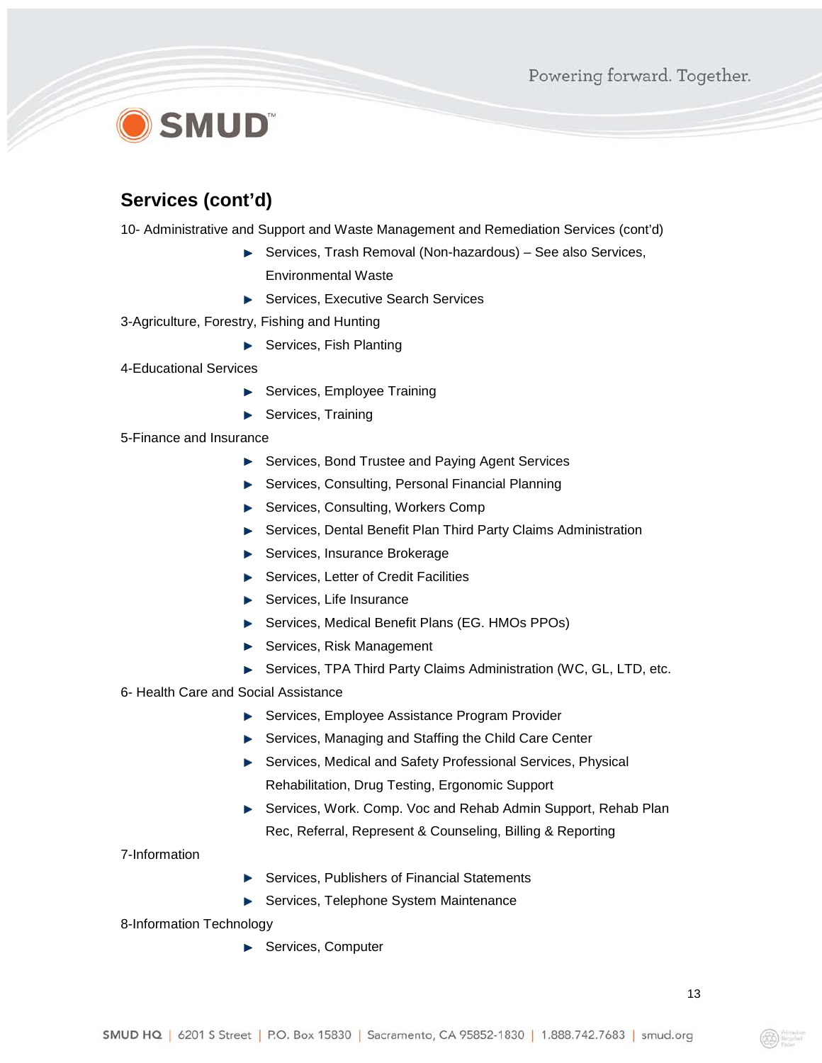## Services (cont'd)

10- Administrative and Support and Waste Management and Remediation Services (cont'd)

- Services, Trash Removal (Non-hazardous) – See also Services, Environmental Waste
- Services, Executive Search Services

3-Agriculture, Forestry, Fishing and Hunting

- Services, Fish Planting

4-Educational Services

- Services, Employee Training
- Services, Training

5-Finance and Insurance

- Services, Bond Trustee and Paying Agent Services
- Services, Consulting, Personal Financial Planning
- Services, Consulting, Workers Comp
- Services, Dental Benefit Plan Third Party Claims Administration
- Services, Insurance Brokerage
- Services, Letter of Credit Facilities
- Services, Life Insurance
- Services, Medical Benefit Plans (EG. HMOs PPOs)
- Services, Risk Management
- Services, TPA Third Party Claims Administration (WC, GL, LTD, etc.

6- Health Care and Social Assistance

- Services, Employee Assistance Program Provider
- Services, Managing and Staffing the Child Care Center
- Services, Medical and Safety Professional Services, Physical Rehabilitation, Drug Testing, Ergonomic Support
- Services, Work. Comp. Voc and Rehab Admin Support, Rehab Plan Rec, Referral, Represent & Counseling, Billing & Reporting

7-Information

- Services, Publishers of Financial Statements
- Services, Telephone System Maintenance

8-Information Technology

- Services, Computer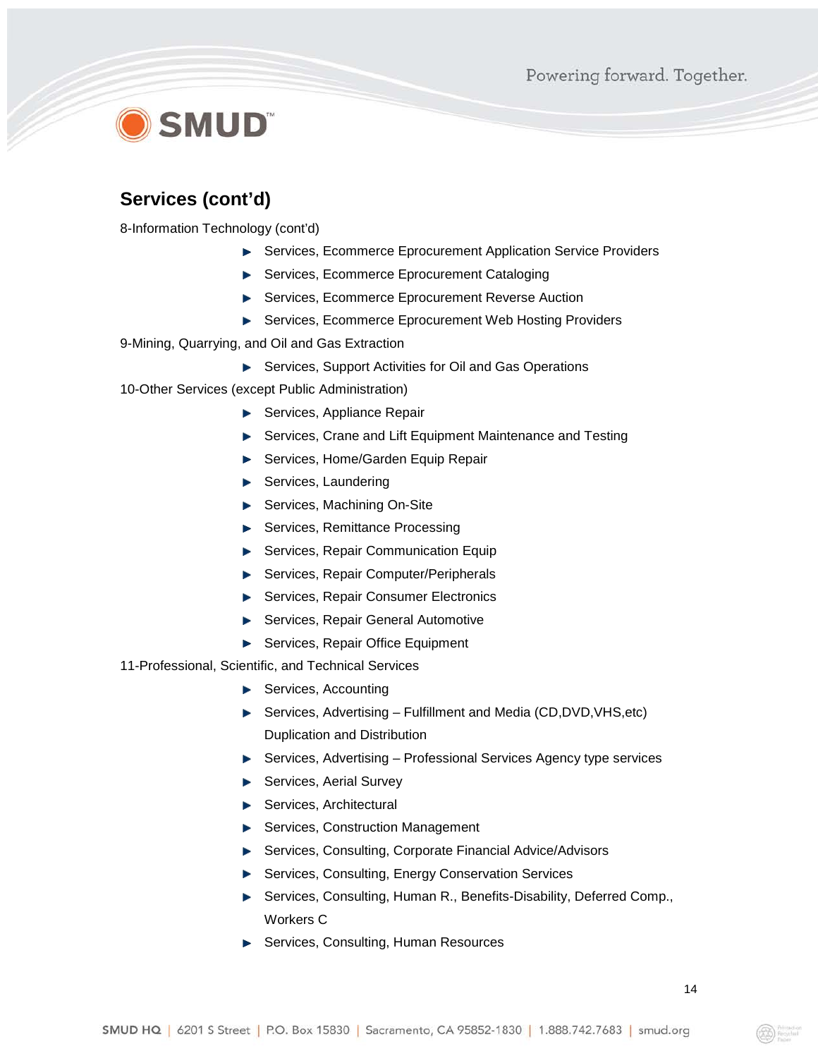## Services (cont'd)

8-Information Technology (cont'd)

- Services, Ecommerce Eprocurement Application Service Providers
- Services, Ecommerce Eprocurement Cataloging
- Services, Ecommerce Eprocurement Reverse Auction
- Services, Ecommerce Eprocurement Web Hosting Providers

9-Mining, Quarrying, and Oil and Gas Extraction

- Services, Support Activities for Oil and Gas Operations

10-Other Services (except Public Administration)

- Services, Appliance Repair
- Services, Crane and Lift Equipment Maintenance and Testing
- Services, Home/Garden Equip Repair
- Services, Laundering
- Services, Machining On-Site
- Services, Remittance Processing
- Services, Repair Communication Equip
- Services, Repair Computer/Peripherals
- Services, Repair Consumer Electronics
- Services, Repair General Automotive
- Services, Repair Office Equipment

11-Professional, Scientific, and Technical Services

- Services, Accounting
- Services, Advertising – Fulfillment and Media (CD,DVD,VHS,etc) Duplication and Distribution
- Services, Advertising – Professional Services Agency type services
- Services, Aerial Survey
- Services, Architectural
- Services, Construction Management
- Services, Consulting, Corporate Financial Advice/Advisors
- Services, Consulting, Energy Conservation Services
- Services, Consulting, Human R., Benefits-Disability, Deferred Comp., Workers C
- Services, Consulting, Human Resources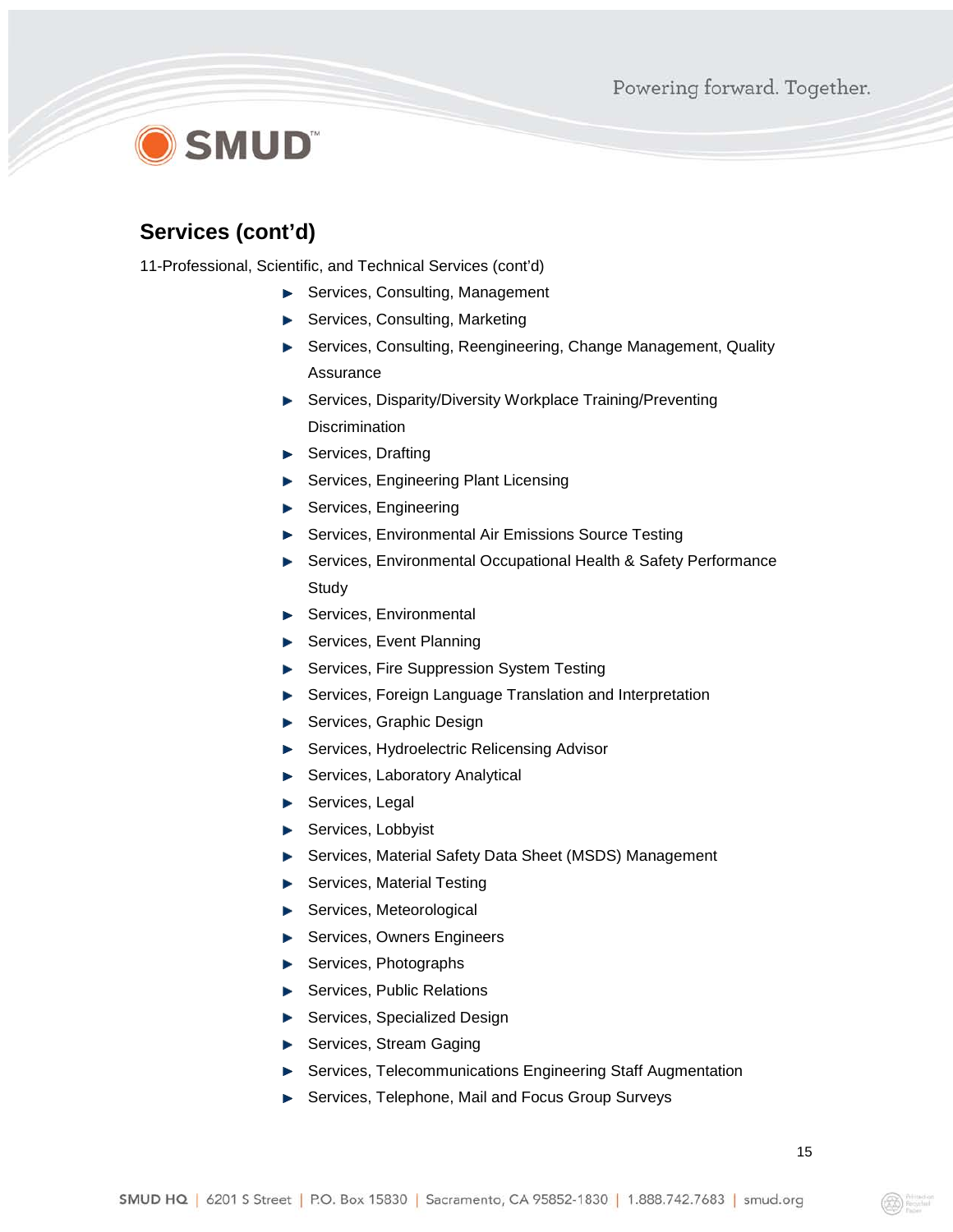## Services (cont'd)

11-Professional, Scientific, and Technical Services (cont'd)

- Services, Consulting, Management
- Services, Consulting, Marketing
- Services, Consulting, Reengineering, Change Management, Quality Assurance
- Services, Disparity/Diversity Workplace Training/Preventing Discrimination
- Services, Drafting
- Services, Engineering Plant Licensing
- Services, Engineering
- Services, Environmental Air Emissions Source Testing
- Services, Environmental Occupational Health & Safety Performance Study
- Services, Environmental
- Services, Event Planning
- Services, Fire Suppression System Testing
- Services, Foreign Language Translation and Interpretation
- Services, Graphic Design
- Services, Hydroelectric Relicensing Advisor
- Services, Laboratory Analytical
- Services, Legal
- Services, Lobbyist
- Services, Material Safety Data Sheet (MSDS) Management
- Services, Material Testing
- Services, Meteorological
- Services, Owners Engineers
- Services, Photographs
- Services, Public Relations
- Services, Specialized Design
- Services, Stream Gaging
- Services, Telecommunications Engineering Staff Augmentation
- Services, Telephone, Mail and Focus Group Surveys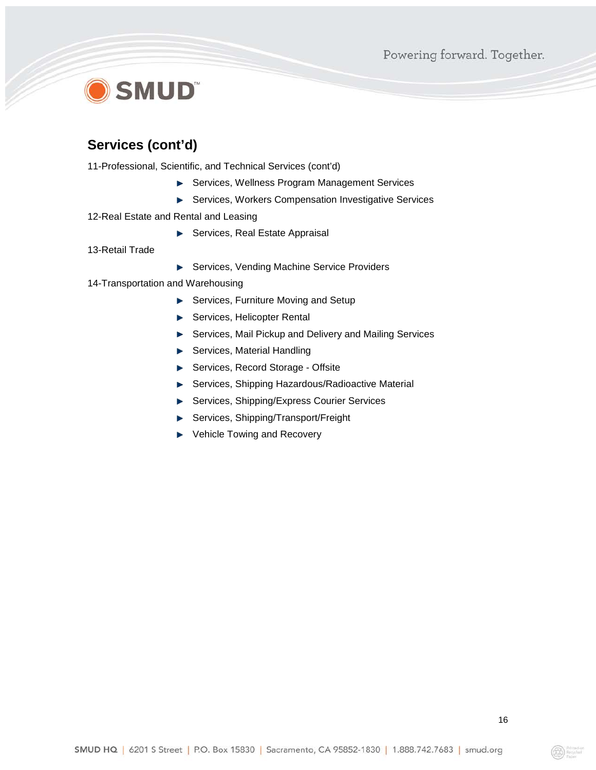## Services (cont'd)

11-Professional, Scientific, and Technical Services (cont'd)

- Services, Wellness Program Management Services
- Services, Workers Compensation Investigative Services

12-Real Estate and Rental and Leasing

- Services, Real Estate Appraisal

13-Retail Trade

- Services, Vending Machine Service Providers

14-Transportation and Warehousing

- Services, Furniture Moving and Setup
- Services, Helicopter Rental
- Services, Mail Pickup and Delivery and Mailing Services
- Services, Material Handling
- Services, Record Storage - Offsite
- Services, Shipping Hazardous/Radioactive Material
- Services, Shipping/Express Courier Services
- Services, Shipping/Transport/Freight
- Vehicle Towing and Recovery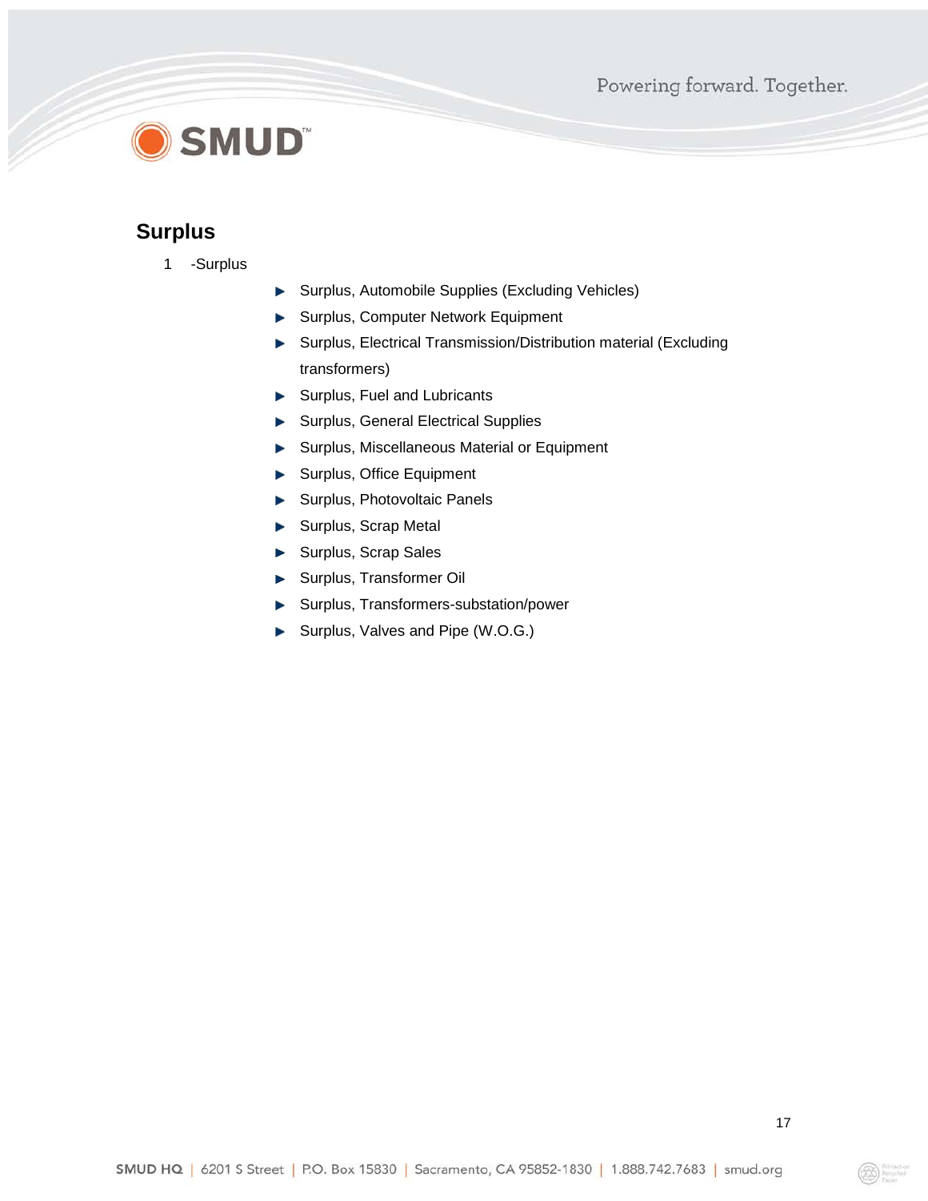## Surplus

1 -Surplus

- Surplus, Automobile Supplies (Excluding Vehicles)
- Surplus, Computer Network Equipment
- Surplus, Electrical Transmission/Distribution material (Excluding transformers)
- Surplus, Fuel and Lubricants
- Surplus, General Electrical Supplies
- Surplus, Miscellaneous Material or Equipment
- Surplus, Office Equipment
- Surplus, Photovoltaic Panels
- Surplus, Scrap Metal
- Surplus, Scrap Sales
- Surplus, Transformer Oil
- Surplus, Transformers-substation/power
- Surplus, Valves and Pipe (W.O.G.)